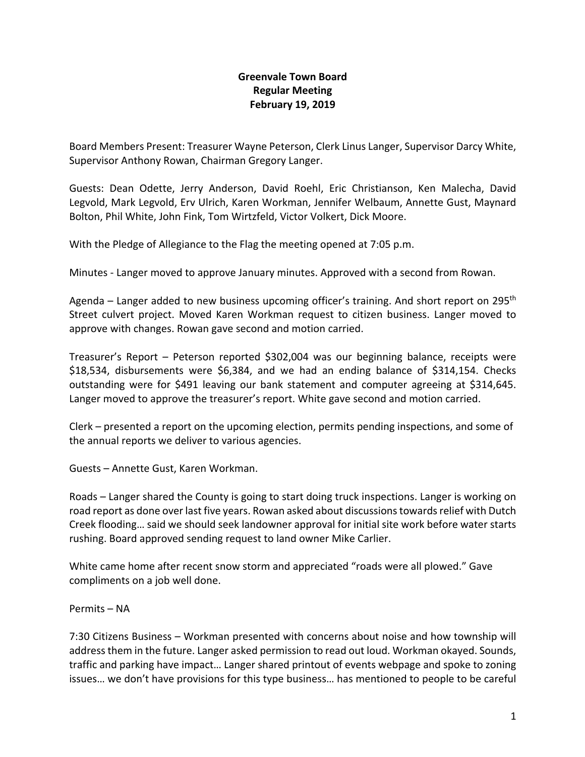# Greenvale Town Board
## Regular Meeting
## February 19, 2019

Board Members Present: Treasurer Wayne Peterson, Clerk Linus Langer, Supervisor Darcy White, Supervisor Anthony Rowan, Chairman Gregory Langer.

Guests: Dean Odette, Jerry Anderson, David Roehl, Eric Christianson, Ken Malecha, David Legvold, Mark Legvold, Erv Ulrich, Karen Workman, Jennifer Welbaum, Annette Gust, Maynard Bolton, Phil White, John Fink, Tom Wirtzfeld, Victor Volkert, Dick Moore.

With the Pledge of Allegiance to the Flag the meeting opened at 7:05 p.m.

Minutes - Langer moved to approve January minutes. Approved with a second from Rowan.

Agenda – Langer added to new business upcoming officer's training. And short report on 295th Street culvert project. Moved Karen Workman request to citizen business. Langer moved to approve with changes. Rowan gave second and motion carried.

Treasurer's Report – Peterson reported $302,004 was our beginning balance, receipts were $18,534, disbursements were $6,384, and we had an ending balance of $314,154. Checks outstanding were for $491 leaving our bank statement and computer agreeing at $314,645. Langer moved to approve the treasurer's report. White gave second and motion carried.

Clerk – presented a report on the upcoming election, permits pending inspections, and some of the annual reports we deliver to various agencies.

Guests – Annette Gust, Karen Workman.

Roads – Langer shared the County is going to start doing truck inspections. Langer is working on road report as done over last five years. Rowan asked about discussions towards relief with Dutch Creek flooding… said we should seek landowner approval for initial site work before water starts rushing. Board approved sending request to land owner Mike Carlier.

White came home after recent snow storm and appreciated "roads were all plowed." Gave compliments on a job well done.

Permits – NA

7:30 Citizens Business – Workman presented with concerns about noise and how township will address them in the future. Langer asked permission to read out loud. Workman okayed. Sounds, traffic and parking have impact… Langer shared printout of events webpage and spoke to zoning issues… we don't have provisions for this type business… has mentioned to people to be careful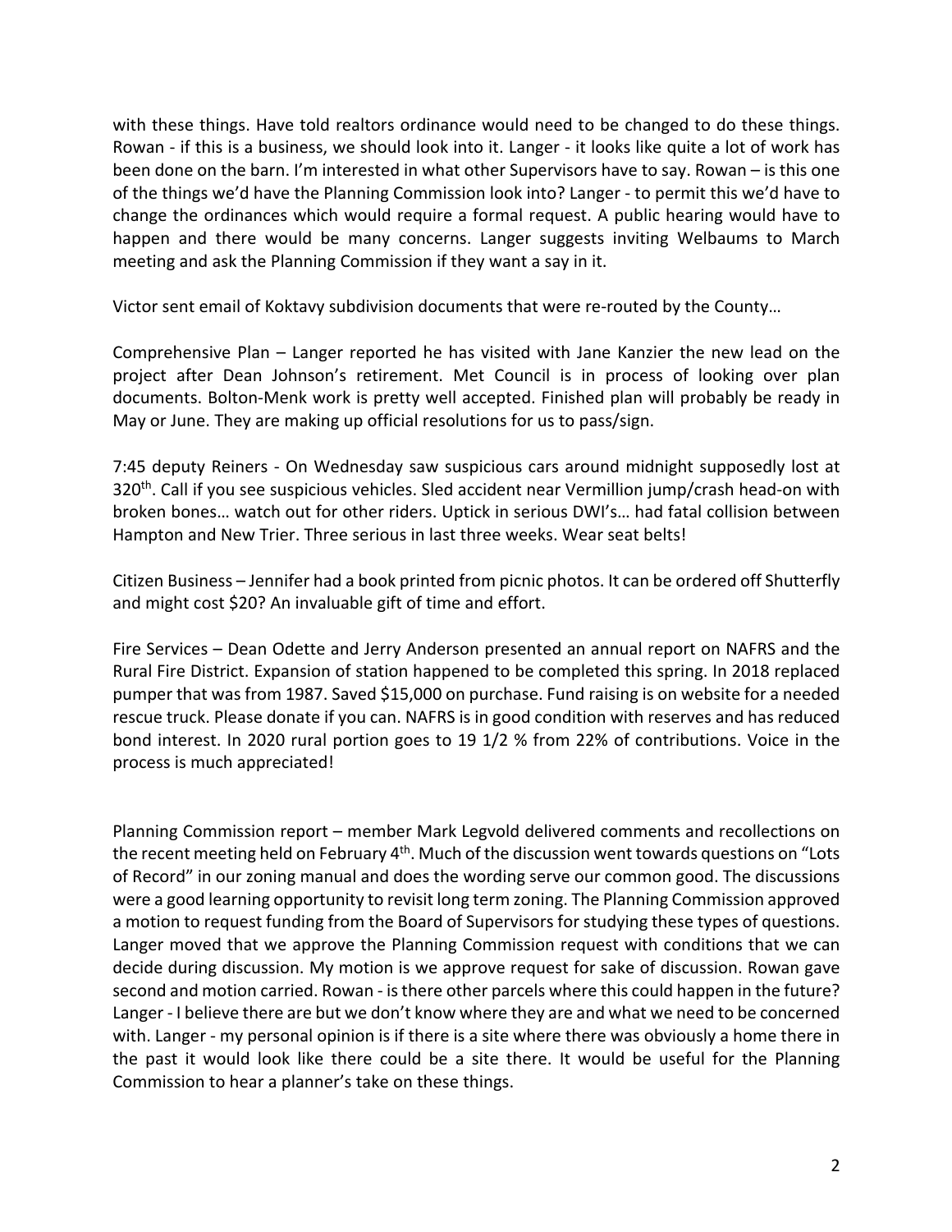with these things. Have told realtors ordinance would need to be changed to do these things. Rowan - if this is a business, we should look into it. Langer - it looks like quite a lot of work has been done on the barn. I'm interested in what other Supervisors have to say. Rowan – is this one of the things we'd have the Planning Commission look into? Langer - to permit this we'd have to change the ordinances which would require a formal request. A public hearing would have to happen and there would be many concerns. Langer suggests inviting Welbaums to March meeting and ask the Planning Commission if they want a say in it.

Victor sent email of Koktavy subdivision documents that were re-routed by the County…

Comprehensive Plan – Langer reported he has visited with Jane Kanzier the new lead on the project after Dean Johnson's retirement. Met Council is in process of looking over plan documents. Bolton-Menk work is pretty well accepted. Finished plan will probably be ready in May or June. They are making up official resolutions for us to pass/sign.

7:45 deputy Reiners - On Wednesday saw suspicious cars around midnight supposedly lost at 320th. Call if you see suspicious vehicles. Sled accident near Vermillion jump/crash head-on with broken bones… watch out for other riders. Uptick in serious DWI's… had fatal collision between Hampton and New Trier. Three serious in last three weeks. Wear seat belts!

Citizen Business – Jennifer had a book printed from picnic photos. It can be ordered off Shutterfly and might cost $20? An invaluable gift of time and effort.

Fire Services – Dean Odette and Jerry Anderson presented an annual report on NAFRS and the Rural Fire District. Expansion of station happened to be completed this spring. In 2018 replaced pumper that was from 1987. Saved $15,000 on purchase. Fund raising is on website for a needed rescue truck. Please donate if you can. NAFRS is in good condition with reserves and has reduced bond interest. In 2020 rural portion goes to 19 1/2 % from 22% of contributions. Voice in the process is much appreciated!

Planning Commission report – member Mark Legvold delivered comments and recollections on the recent meeting held on February 4th. Much of the discussion went towards questions on "Lots of Record" in our zoning manual and does the wording serve our common good. The discussions were a good learning opportunity to revisit long term zoning. The Planning Commission approved a motion to request funding from the Board of Supervisors for studying these types of questions. Langer moved that we approve the Planning Commission request with conditions that we can decide during discussion. My motion is we approve request for sake of discussion. Rowan gave second and motion carried. Rowan - is there other parcels where this could happen in the future? Langer - I believe there are but we don't know where they are and what we need to be concerned with. Langer - my personal opinion is if there is a site where there was obviously a home there in the past it would look like there could be a site there. It would be useful for the Planning Commission to hear a planner's take on these things.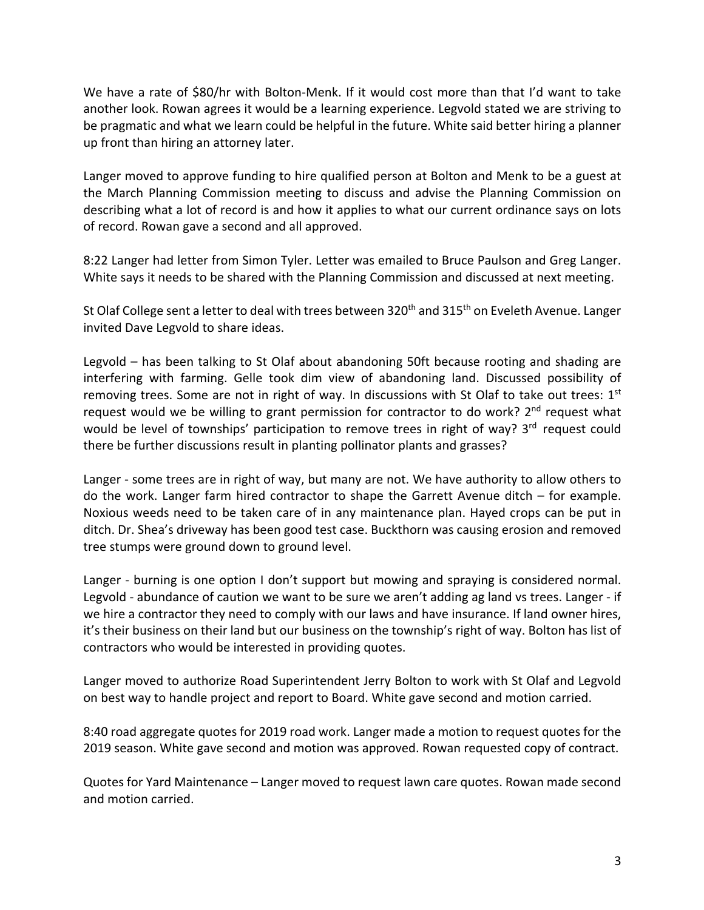We have a rate of $80/hr with Bolton-Menk. If it would cost more than that I'd want to take another look. Rowan agrees it would be a learning experience. Legvold stated we are striving to be pragmatic and what we learn could be helpful in the future. White said better hiring a planner up front than hiring an attorney later.

Langer moved to approve funding to hire qualified person at Bolton and Menk to be a guest at the March Planning Commission meeting to discuss and advise the Planning Commission on describing what a lot of record is and how it applies to what our current ordinance says on lots of record. Rowan gave a second and all approved.

8:22 Langer had letter from Simon Tyler. Letter was emailed to Bruce Paulson and Greg Langer. White says it needs to be shared with the Planning Commission and discussed at next meeting.

St Olaf College sent a letter to deal with trees between 320th and 315th on Eveleth Avenue. Langer invited Dave Legvold to share ideas.

Legvold – has been talking to St Olaf about abandoning 50ft because rooting and shading are interfering with farming. Gelle took dim view of abandoning land. Discussed possibility of removing trees. Some are not in right of way. In discussions with St Olaf to take out trees: 1st request would we be willing to grant permission for contractor to do work? 2nd request what would be level of townships' participation to remove trees in right of way? 3rd request could there be further discussions result in planting pollinator plants and grasses?

Langer - some trees are in right of way, but many are not. We have authority to allow others to do the work. Langer farm hired contractor to shape the Garrett Avenue ditch – for example. Noxious weeds need to be taken care of in any maintenance plan. Hayed crops can be put in ditch. Dr. Shea's driveway has been good test case. Buckthorn was causing erosion and removed tree stumps were ground down to ground level.

Langer - burning is one option I don't support but mowing and spraying is considered normal. Legvold - abundance of caution we want to be sure we aren't adding ag land vs trees. Langer - if we hire a contractor they need to comply with our laws and have insurance. If land owner hires, it's their business on their land but our business on the township's right of way. Bolton has list of contractors who would be interested in providing quotes.

Langer moved to authorize Road Superintendent Jerry Bolton to work with St Olaf and Legvold on best way to handle project and report to Board. White gave second and motion carried.

8:40 road aggregate quotes for 2019 road work. Langer made a motion to request quotes for the 2019 season. White gave second and motion was approved. Rowan requested copy of contract.

Quotes for Yard Maintenance – Langer moved to request lawn care quotes. Rowan made second and motion carried.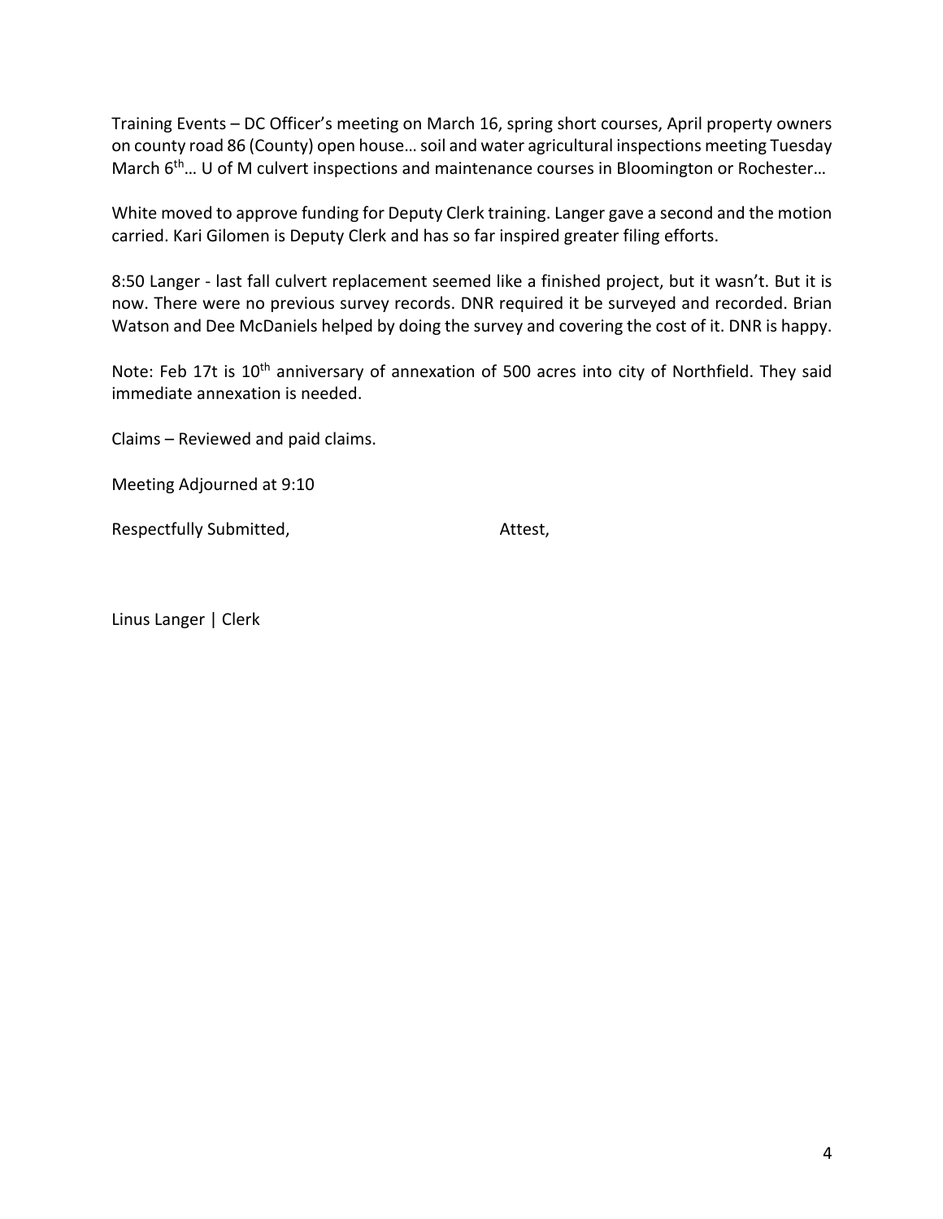Training Events – DC Officer's meeting on March 16, spring short courses, April property owners on county road 86 (County) open house… soil and water agricultural inspections meeting Tuesday March 6th… U of M culvert inspections and maintenance courses in Bloomington or Rochester…

White moved to approve funding for Deputy Clerk training. Langer gave a second and the motion carried. Kari Gilomen is Deputy Clerk and has so far inspired greater filing efforts.

8:50 Langer - last fall culvert replacement seemed like a finished project, but it wasn't. But it is now. There were no previous survey records. DNR required it be surveyed and recorded. Brian Watson and Dee McDaniels helped by doing the survey and covering the cost of it. DNR is happy.

Note: Feb 17t is 10th anniversary of annexation of 500 acres into city of Northfield. They said immediate annexation is needed.

Claims – Reviewed and paid claims.

Meeting Adjourned at 9:10

Respectfully Submitted, Attest,

Linus Langer | Clerk